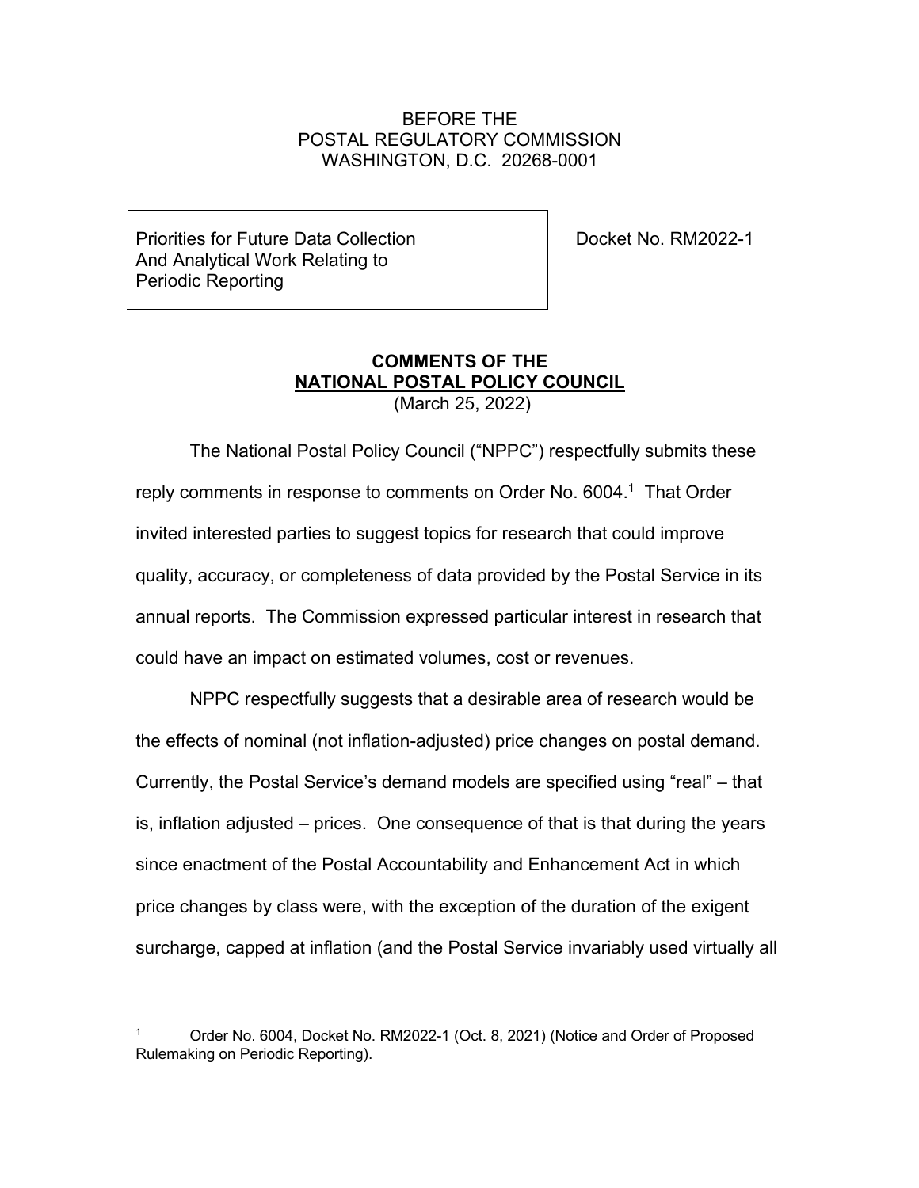BEFORE THE
POSTAL REGULATORY COMMISSION
WASHINGTON, D.C. 20268-0001

| Priorities for Future Data Collection And Analytical Work Relating to Periodic Reporting | Docket No. RM2022-1 |
|---|---|

**COMMENTS OF THE**
**NATIONAL POSTAL POLICY COUNCIL**
(March 25, 2022)

The National Postal Policy Council ("NPPC") respectfully submits these reply comments in response to comments on Order No. 6004.[1] That Order invited interested parties to suggest topics for research that could improve quality, accuracy, or completeness of data provided by the Postal Service in its annual reports. The Commission expressed particular interest in research that could have an impact on estimated volumes, cost or revenues.

NPPC respectfully suggests that a desirable area of research would be the effects of nominal (not inflation-adjusted) price changes on postal demand. Currently, the Postal Service's demand models are specified using "real" – that is, inflation adjusted – prices. One consequence of that is that during the years since enactment of the Postal Accountability and Enhancement Act in which price changes by class were, with the exception of the duration of the exigent surcharge, capped at inflation (and the Postal Service invariably used virtually all

---

[1] Order No. 6004, Docket No. RM2022-1 (Oct. 8, 2021) (Notice and Order of Proposed Rulemaking on Periodic Reporting).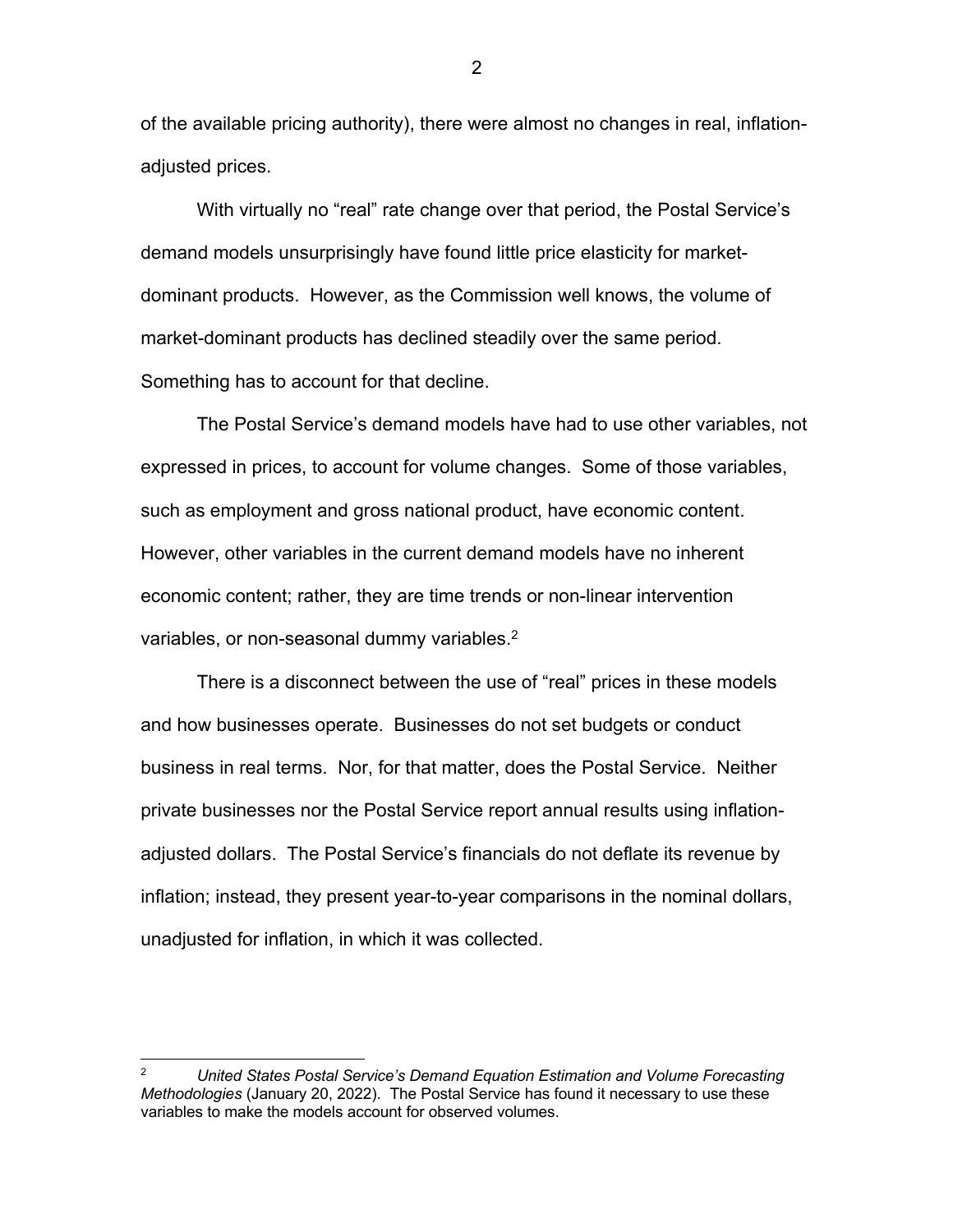of the available pricing authority), there were almost no changes in real, inflation-adjusted prices.

With virtually no "real" rate change over that period, the Postal Service's demand models unsurprisingly have found little price elasticity for market-dominant products. However, as the Commission well knows, the volume of market-dominant products has declined steadily over the same period. Something has to account for that decline.

The Postal Service's demand models have had to use other variables, not expressed in prices, to account for volume changes. Some of those variables, such as employment and gross national product, have economic content. However, other variables in the current demand models have no inherent economic content; rather, they are time trends or non-linear intervention variables, or non-seasonal dummy variables.[2]

There is a disconnect between the use of "real" prices in these models and how businesses operate. Businesses do not set budgets or conduct business in real terms. Nor, for that matter, does the Postal Service. Neither private businesses nor the Postal Service report annual results using inflation-adjusted dollars. The Postal Service's financials do not deflate its revenue by inflation; instead, they present year-to-year comparisons in the nominal dollars, unadjusted for inflation, in which it was collected.

---

[2] *United States Postal Service's Demand Equation Estimation and Volume Forecasting Methodologies* (January 20, 2022). The Postal Service has found it necessary to use these variables to make the models account for observed volumes.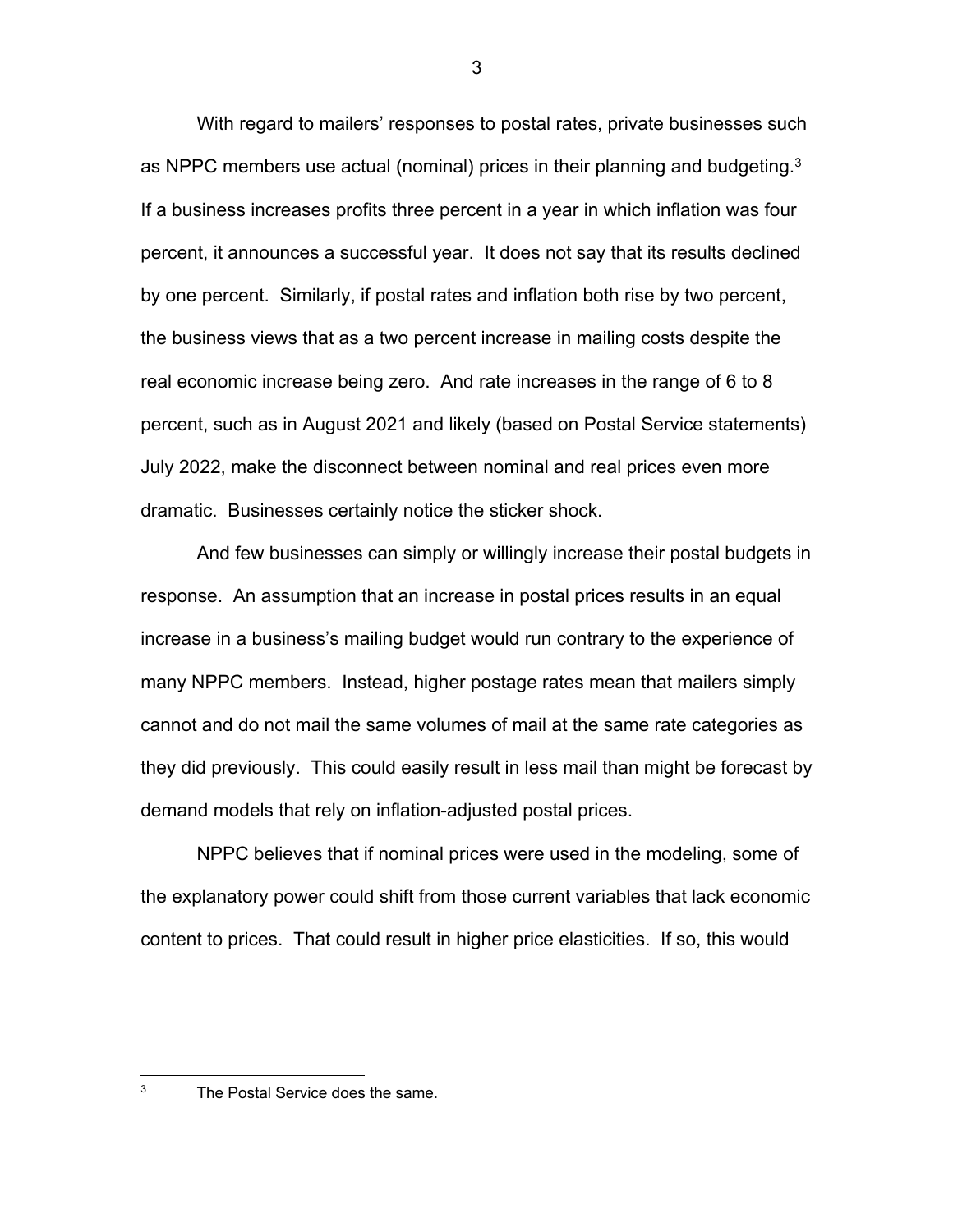With regard to mailers' responses to postal rates, private businesses such as NPPC members use actual (nominal) prices in their planning and budgeting.[3] If a business increases profits three percent in a year in which inflation was four percent, it announces a successful year. It does not say that its results declined by one percent. Similarly, if postal rates and inflation both rise by two percent, the business views that as a two percent increase in mailing costs despite the real economic increase being zero. And rate increases in the range of 6 to 8 percent, such as in August 2021 and likely (based on Postal Service statements) July 2022, make the disconnect between nominal and real prices even more dramatic. Businesses certainly notice the sticker shock.

And few businesses can simply or willingly increase their postal budgets in response. An assumption that an increase in postal prices results in an equal increase in a business's mailing budget would run contrary to the experience of many NPPC members. Instead, higher postage rates mean that mailers simply cannot and do not mail the same volumes of mail at the same rate categories as they did previously. This could easily result in less mail than might be forecast by demand models that rely on inflation-adjusted postal prices.

NPPC believes that if nominal prices were used in the modeling, some of the explanatory power could shift from those current variables that lack economic content to prices. That could result in higher price elasticities. If so, this would

---

[3] The Postal Service does the same.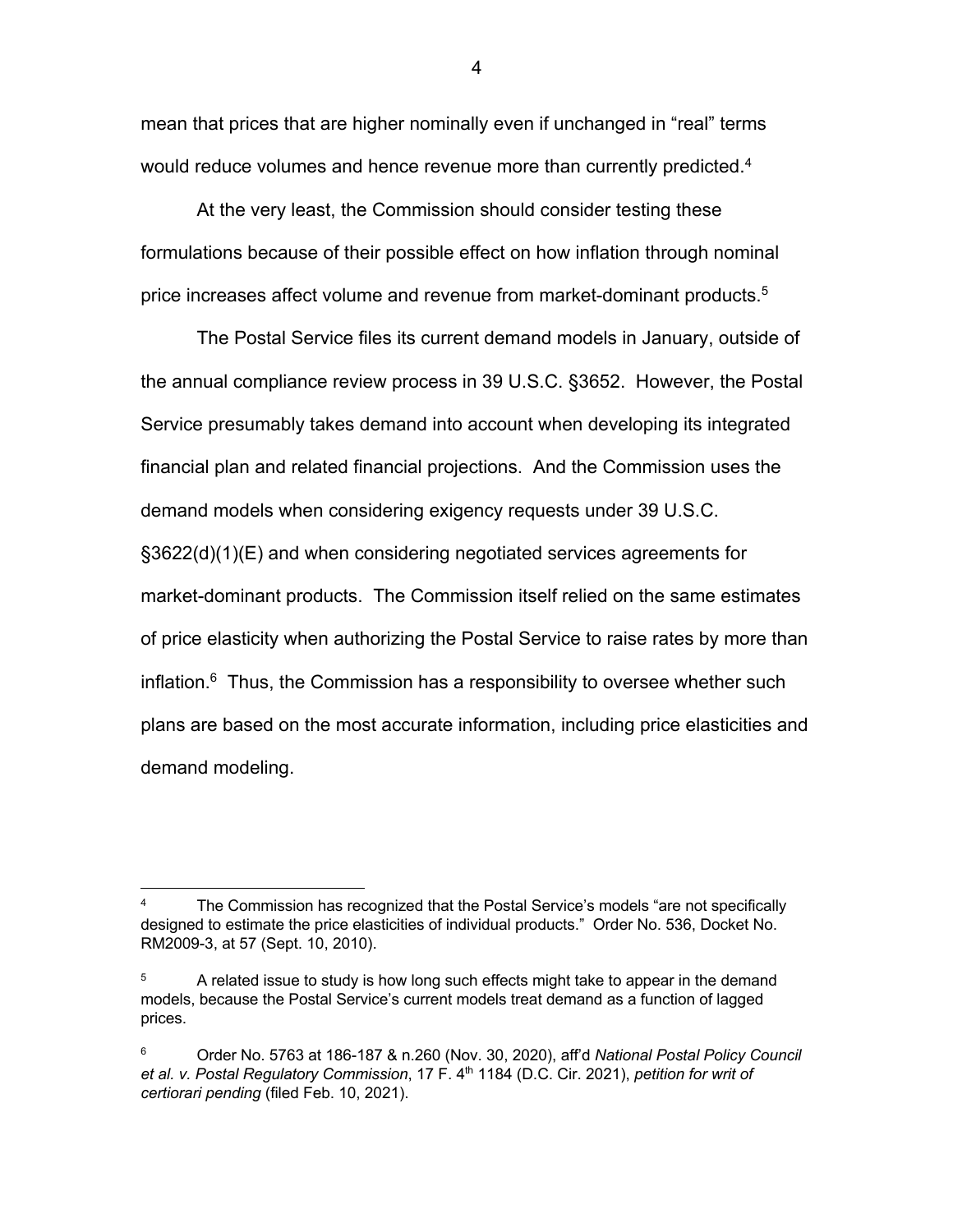mean that prices that are higher nominally even if unchanged in "real" terms would reduce volumes and hence revenue more than currently predicted.[4]

At the very least, the Commission should consider testing these formulations because of their possible effect on how inflation through nominal price increases affect volume and revenue from market-dominant products.[5]

The Postal Service files its current demand models in January, outside of the annual compliance review process in 39 U.S.C. §3652. However, the Postal Service presumably takes demand into account when developing its integrated financial plan and related financial projections. And the Commission uses the demand models when considering exigency requests under 39 U.S.C. §3622(d)(1)(E) and when considering negotiated services agreements for market-dominant products. The Commission itself relied on the same estimates of price elasticity when authorizing the Postal Service to raise rates by more than inflation.[6] Thus, the Commission has a responsibility to oversee whether such plans are based on the most accurate information, including price elasticities and demand modeling.

---

[4] The Commission has recognized that the Postal Service's models "are not specifically designed to estimate the price elasticities of individual products." Order No. 536, Docket No. RM2009-3, at 57 (Sept. 10, 2010).

[5] A related issue to study is how long such effects might take to appear in the demand models, because the Postal Service's current models treat demand as a function of lagged prices.

[6] Order No. 5763 at 186-187 & n.260 (Nov. 30, 2020), aff'd *National Postal Policy Council et al. v. Postal Regulatory Commission*, 17 F. 4th 1184 (D.C. Cir. 2021), *petition for writ of certiorari pending* (filed Feb. 10, 2021).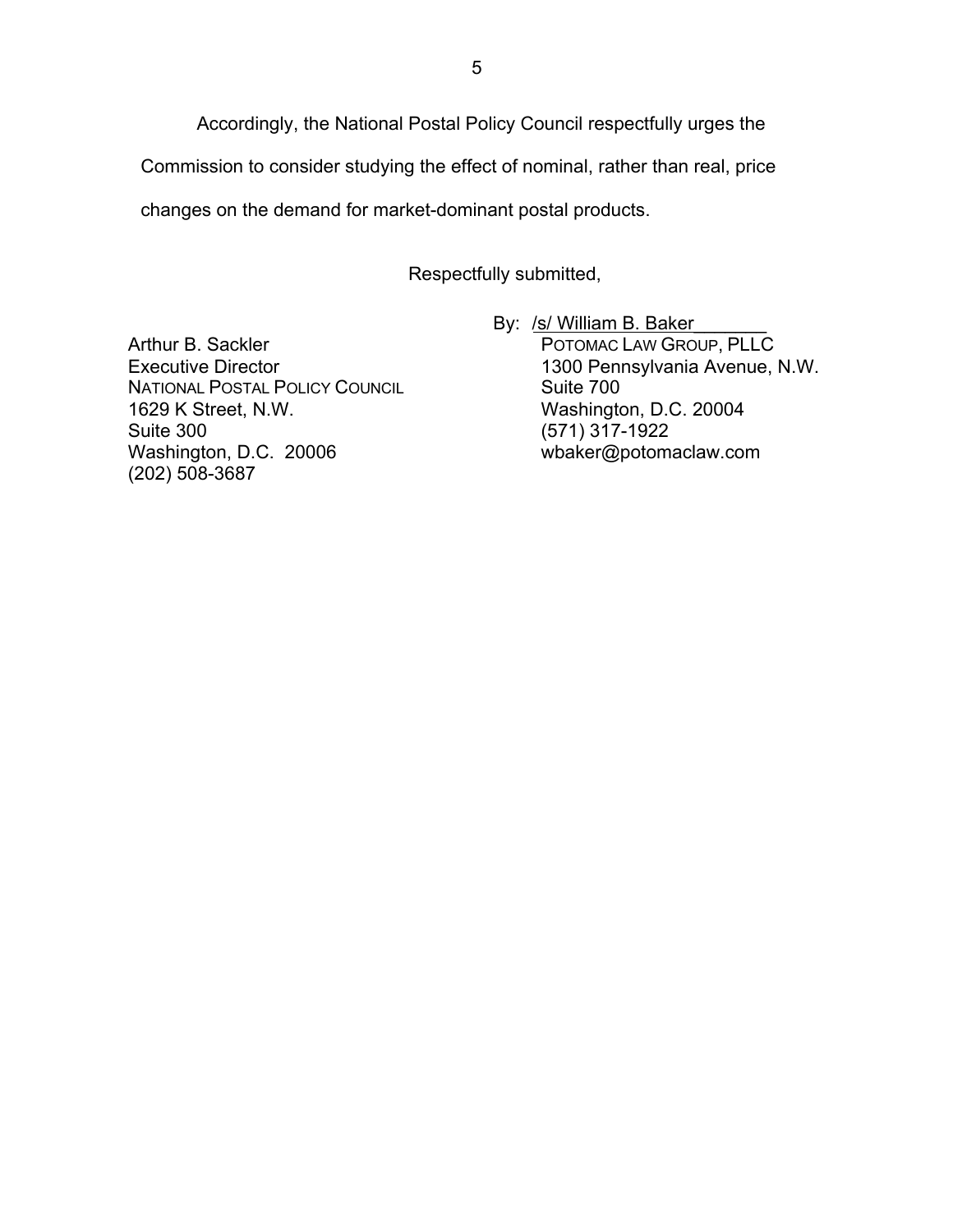Accordingly, the National Postal Policy Council respectfully urges the Commission to consider studying the effect of nominal, rather than real, price changes on the demand for market-dominant postal products.

Respectfully submitted,

By: /s/ William B. Baker

POTOMAC LAW GROUP, PLLC
1300 Pennsylvania Avenue, N.W.
Suite 700
Washington, D.C. 20004
(571) 317-1922
wbaker@potomaclaw.com

Arthur B. Sackler
Executive Director
NATIONAL POSTAL POLICY COUNCIL
1629 K Street, N.W.
Suite 300
Washington, D.C. 20006
(202) 508-3687